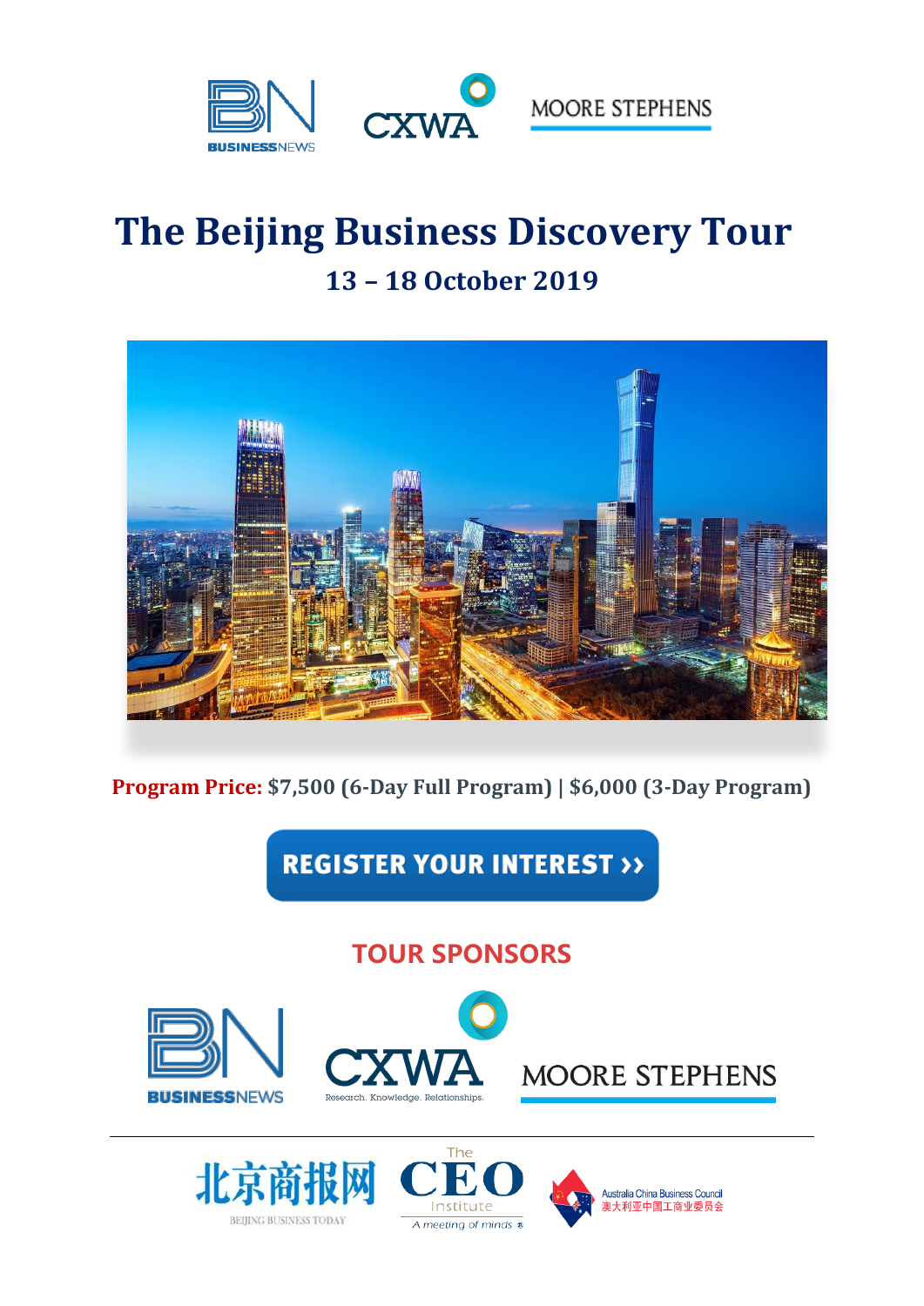# The Beijing Business Discovery Tour

## 13 – 18 October 2019

**Program Price:** **$7,500 (6-Day Full Program) | $6,000 (3-Day Program)**

**REGISTER YOUR INTEREST ››**

## TOUR SPONSORS

BUSINESSNEWS

CXWA Research. Knowledge. Relationships.

MOORE STEPHENS

北京商报网 BEIJING BUSINESS TODAY

The CEO Institute A meeting of minds

Australia China Business Council 澳大利亚中国工商业委员会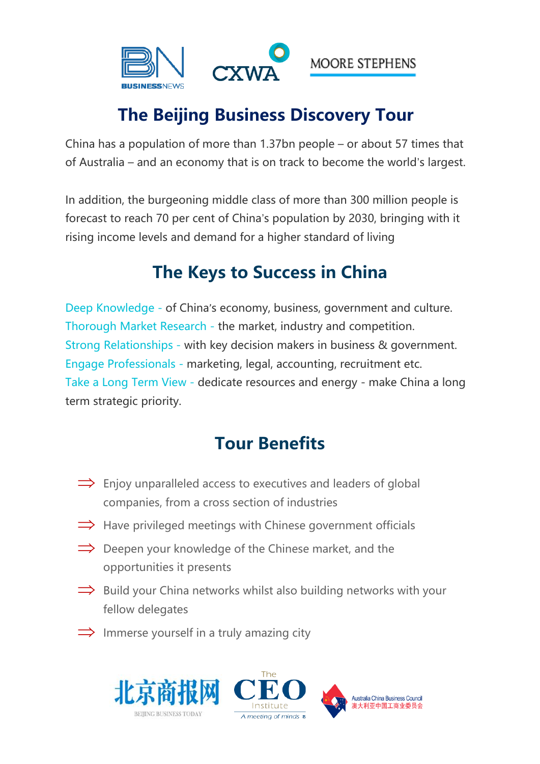# The Beijing Business Discovery Tour

China has a population of more than 1.37bn people – or about 57 times that of Australia – and an economy that is on track to become the world's largest.

In addition, the burgeoning middle class of more than 300 million people is forecast to reach 70 per cent of China's population by 2030, bringing with it rising income levels and demand for a higher standard of living

## The Keys to Success in China

Deep Knowledge - of China's economy, business, government and culture.
Thorough Market Research - the market, industry and competition.
Strong Relationships - with key decision makers in business & government.
Engage Professionals - marketing, legal, accounting, recruitment etc.
Take a Long Term View - dedicate resources and energy - make China a long term strategic priority.

## Tour Benefits

- Enjoy unparalleled access to executives and leaders of global companies, from a cross section of industries
- Have privileged meetings with Chinese government officials
- Deepen your knowledge of the Chinese market, and the opportunities it presents
- Build your China networks whilst also building networks with your fellow delegates
- Immerse yourself in a truly amazing city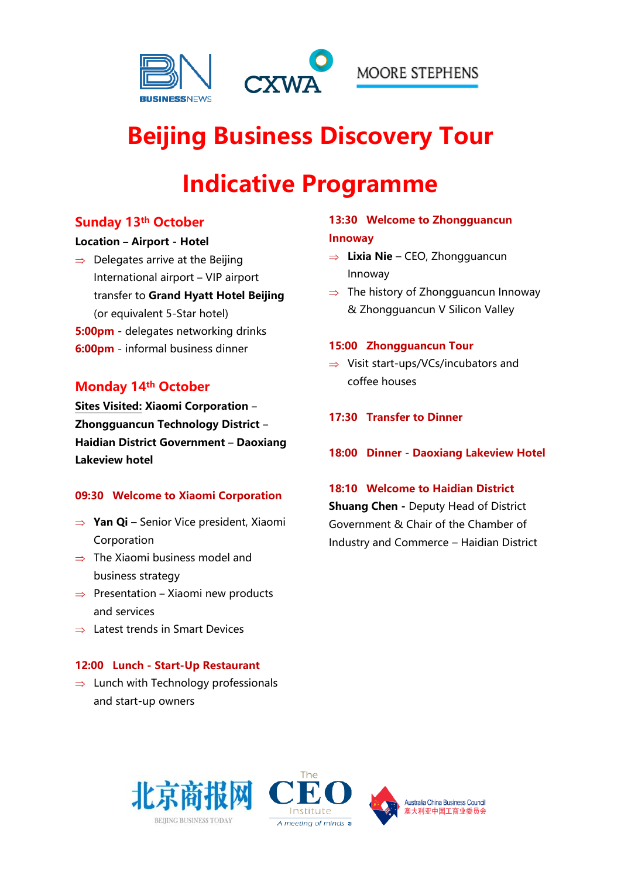# Beijing Business Discovery Tour

# Indicative Programme

## Sunday 13th October

**Location – Airport - Hotel**

- Delegates arrive at the Beijing International airport – VIP airport transfer to **Grand Hyatt Hotel Beijing** (or equivalent 5-Star hotel)

**5:00pm** - delegates networking drinks

**6:00pm** - informal business dinner

## Monday 14th October

**Sites Visited: Xiaomi Corporation – Zhongguancun Technology District – Haidian District Government – Daoxiang Lakeview hotel**

### 09:30 Welcome to Xiaomi Corporation

- **Yan Qi** – Senior Vice president, Xiaomi Corporation
- The Xiaomi business model and business strategy
- Presentation – Xiaomi new products and services
- Latest trends in Smart Devices

### 12:00 Lunch - Start-Up Restaurant

- Lunch with Technology professionals and start-up owners

### 13:30 Welcome to Zhongguancun Innoway

- **Lixia Nie** – CEO, Zhongguancun Innoway
- The history of Zhongguancun Innoway & Zhongguancun V Silicon Valley

### 15:00 Zhongguancun Tour

- Visit start-ups/VCs/incubators and coffee houses

### 17:30 Transfer to Dinner

### 18:00 Dinner - Daoxiang Lakeview Hotel

### 18:10 Welcome to Haidian District

**Shuang Chen -** Deputy Head of District Government & Chair of the Chamber of Industry and Commerce – Haidian District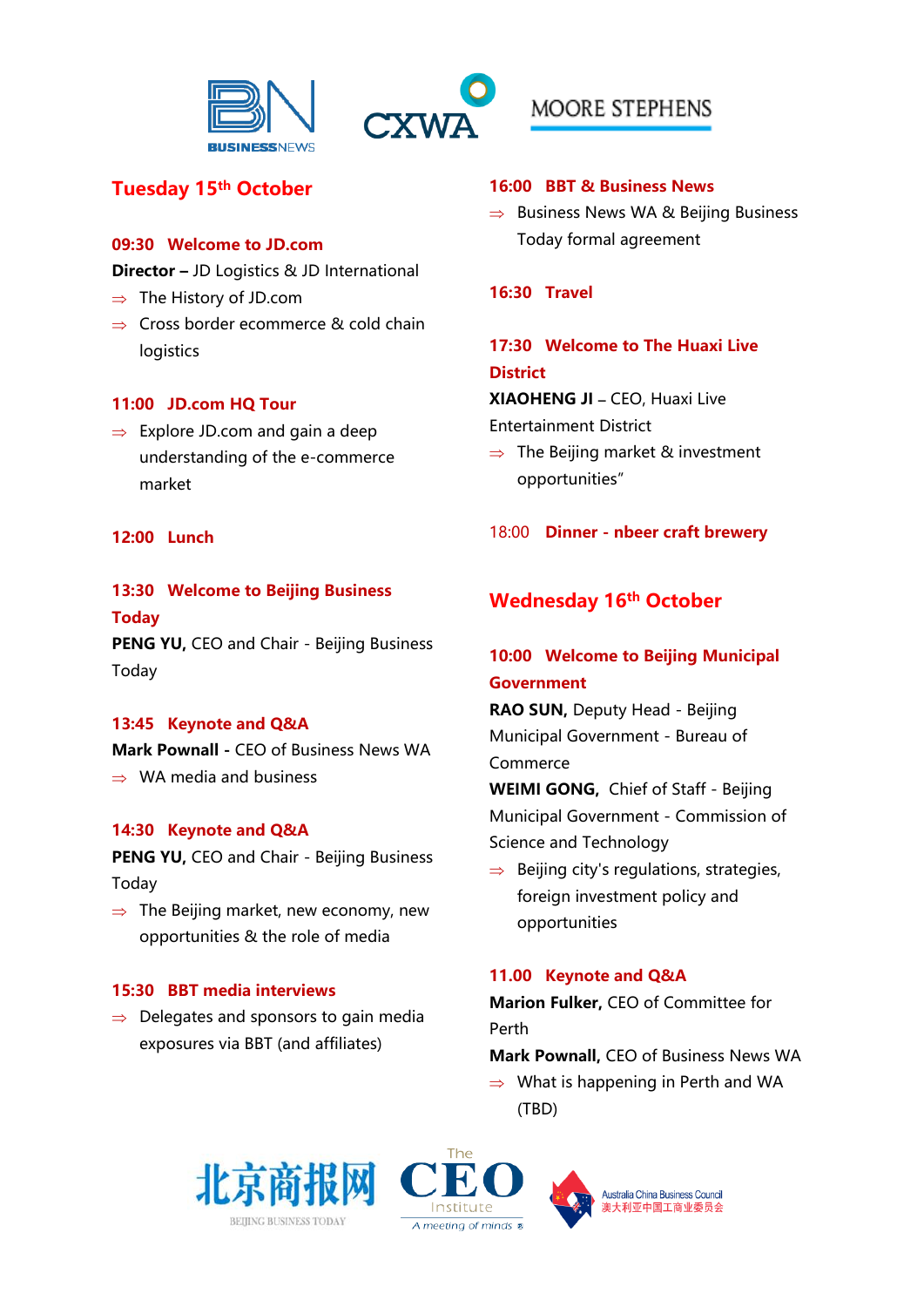## Tuesday 15th October

### 09:30 Welcome to JD.com

**Director –** JD Logistics & JD International

- ⇒ The History of JD.com
- ⇒ Cross border ecommerce & cold chain logistics

### 11:00 JD.com HQ Tour

- ⇒ Explore JD.com and gain a deep understanding of the e-commerce market

### 12:00 Lunch

### 13:30 Welcome to Beijing Business Today

**PENG YU,** CEO and Chair - Beijing Business Today

### 13:45 Keynote and Q&A

**Mark Pownall -** CEO of Business News WA

- ⇒ WA media and business

### 14:30 Keynote and Q&A

**PENG YU,** CEO and Chair - Beijing Business Today

- ⇒ The Beijing market, new economy, new opportunities & the role of media

### 15:30 BBT media interviews

- ⇒ Delegates and sponsors to gain media exposures via BBT (and affiliates)

### 16:00 BBT & Business News

- ⇒ Business News WA & Beijing Business Today formal agreement

### 16:30 Travel

### 17:30 Welcome to The Huaxi Live District

**XIAOHENG JI** – CEO, Huaxi Live Entertainment District

- ⇒ The Beijing market & investment opportunities"

### 18:00 Dinner - nbeer craft brewery

## Wednesday 16th October

### 10:00 Welcome to Beijing Municipal Government

**RAO SUN,** Deputy Head - Beijing Municipal Government - Bureau of Commerce

**WEIMI GONG,** Chief of Staff - Beijing Municipal Government - Commission of Science and Technology

- ⇒ Beijing city's regulations, strategies, foreign investment policy and opportunities

### 11.00 Keynote and Q&A

**Marion Fulker,** CEO of Committee for Perth

**Mark Pownall,** CEO of Business News WA

- ⇒ What is happening in Perth and WA (TBD)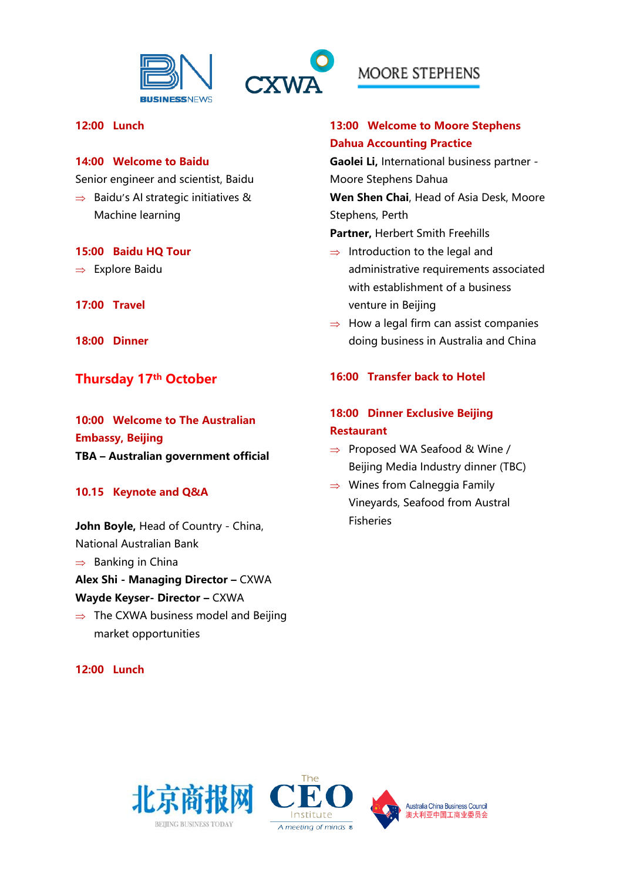**12:00 Lunch**

**14:00 Welcome to Baidu**

Senior engineer and scientist, Baidu

⇒ Baidu's AI strategic initiatives & Machine learning

**15:00 Baidu HQ Tour**

⇒ Explore Baidu

**17:00 Travel**

**18:00 Dinner**

## Thursday 17th October

**10:00 Welcome to The Australian Embassy, Beijing**

**TBA – Australian government official**

**10.15 Keynote and Q&A**

**John Boyle,** Head of Country - China, National Australian Bank

⇒ Banking in China

**Alex Shi - Managing Director –** CXWA

**Wayde Keyser- Director –** CXWA

⇒ The CXWA business model and Beijing market opportunities

**12:00 Lunch**

**13:00 Welcome to Moore Stephens Dahua Accounting Practice**

**Gaolei Li,** International business partner - Moore Stephens Dahua

**Wen Shen Chai**, Head of Asia Desk, Moore Stephens, Perth

**Partner,** Herbert Smith Freehills

⇒ Introduction to the legal and administrative requirements associated with establishment of a business venture in Beijing

⇒ How a legal firm can assist companies doing business in Australia and China

**16:00 Transfer back to Hotel**

**18:00 Dinner Exclusive Beijing Restaurant**

⇒ Proposed WA Seafood & Wine / Beijing Media Industry dinner (TBC)

⇒ Wines from Calneggia Family Vineyards, Seafood from Austral Fisheries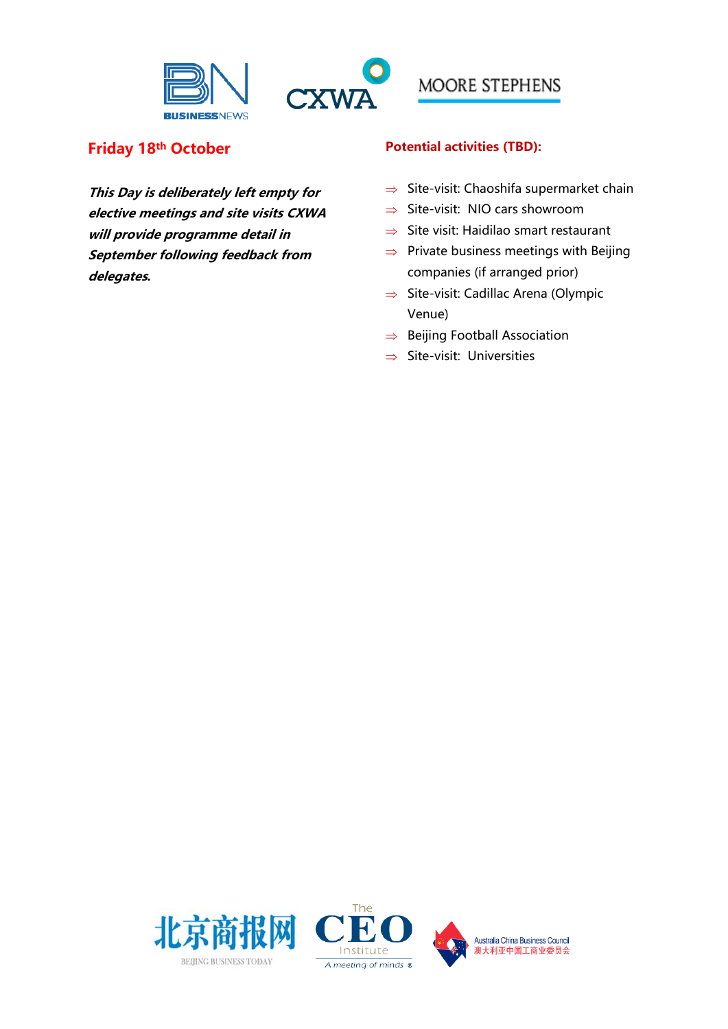## Friday 18th October

***This Day is deliberately left empty for elective meetings and site visits CXWA will provide programme detail in September following feedback from delegates.***

### Potential activities (TBD):

- Site-visit: Chaoshifa supermarket chain
- Site-visit: NIO cars showroom
- Site visit: Haidilao smart restaurant
- Private business meetings with Beijing companies (if arranged prior)
- Site-visit: Cadillac Arena (Olympic Venue)
- Beijing Football Association
- Site-visit: Universities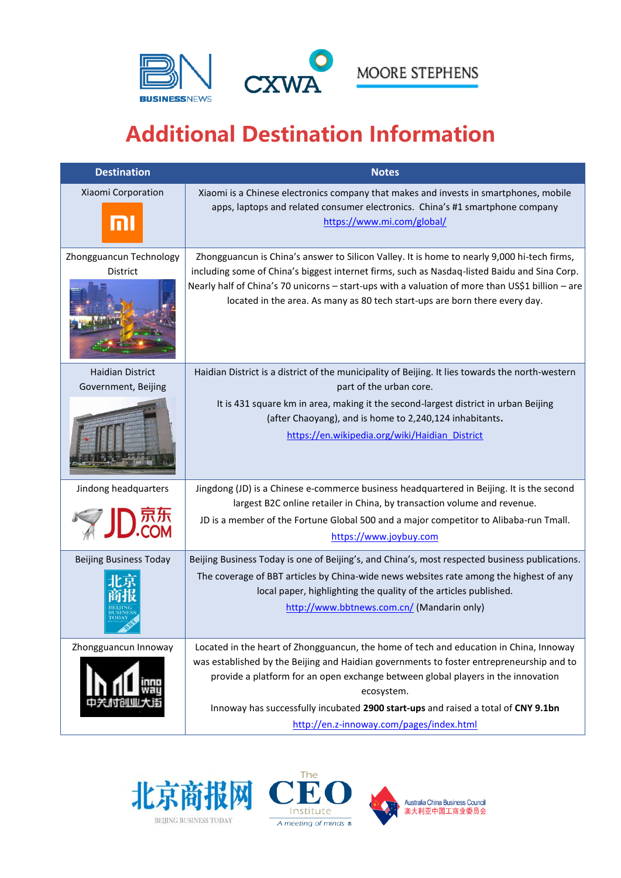# Additional Destination Information

| Destination | Notes |
| --- | --- |
| Xiaomi Corporation | Xiaomi is a Chinese electronics company that makes and invests in smartphones, mobile apps, laptops and related consumer electronics. China's #1 smartphone company https://www.mi.com/global/ |
| Zhongguancun Technology District | Zhongguancun is China's answer to Silicon Valley. It is home to nearly 9,000 hi-tech firms, including some of China's biggest internet firms, such as Nasdaq-listed Baidu and Sina Corp. Nearly half of China's 70 unicorns – start-ups with a valuation of more than US$1 billion – are located in the area. As many as 80 tech start-ups are born there every day. |
| Haidian District Government, Beijing | Haidian District is a district of the municipality of Beijing. It lies towards the north-western part of the urban core. It is 431 square km in area, making it the second-largest district in urban Beijing (after Chaoyang), and is home to 2,240,124 inhabitants. https://en.wikipedia.org/wiki/Haidian_District |
| Jindong headquarters | Jingdong (JD) is a Chinese e-commerce business headquartered in Beijing. It is the second largest B2C online retailer in China, by transaction volume and revenue. JD is a member of the Fortune Global 500 and a major competitor to Alibaba-run Tmall. https://www.joybuy.com |
| Beijing Business Today | Beijing Business Today is one of Beijing's, and China's, most respected business publications. The coverage of BBT articles by China-wide news websites rate among the highest of any local paper, highlighting the quality of the articles published. http://www.bbtnews.com.cn/ (Mandarin only) |
| Zhongguancun Innoway | Located in the heart of Zhongguancun, the home of tech and education in China, Innoway was established by the Beijing and Haidian governments to foster entrepreneurship and to provide a platform for an open exchange between global players in the innovation ecosystem. Innoway has successfully incubated **2900 start-ups** and raised a total of **CNY 9.1bn** http://en.z-innoway.com/pages/index.html |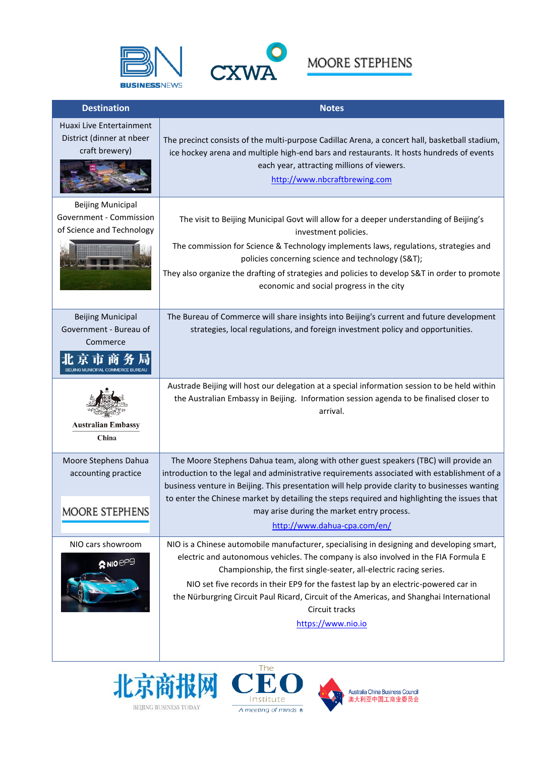| Destination | Notes |
|---|---|
| Huaxi Live Entertainment District (dinner at nbeer craft brewery) | The precinct consists of the multi-purpose Cadillac Arena, a concert hall, basketball stadium, ice hockey arena and multiple high-end bars and restaurants. It hosts hundreds of events each year, attracting millions of viewers. http://www.nbcraftbrewing.com |
| Beijing Municipal Government - Commission of Science and Technology | The visit to Beijing Municipal Govt will allow for a deeper understanding of Beijing's investment policies. The commission for Science & Technology implements laws, regulations, strategies and policies concerning science and technology (S&T); They also organize the drafting of strategies and policies to develop S&T in order to promote economic and social progress in the city |
| Beijing Municipal Government - Bureau of Commerce 北京市商务局 BEIJING MUNICIPAL COMMERCE BUREAU | The Bureau of Commerce will share insights into Beijing's current and future development strategies, local regulations, and foreign investment policy and opportunities. |
| Australian Embassy China | Austrade Beijing will host our delegation at a special information session to be held within the Australian Embassy in Beijing. Information session agenda to be finalised closer to arrival. |
| Moore Stephens Dahua accounting practice MOORE STEPHENS | The Moore Stephens Dahua team, along with other guest speakers (TBC) will provide an introduction to the legal and administrative requirements associated with establishment of a business venture in Beijing. This presentation will help provide clarity to businesses wanting to enter the Chinese market by detailing the steps required and highlighting the issues that may arise during the market entry process. http://www.dahua-cpa.com/en/ |
| NIO cars showroom | NIO is a Chinese automobile manufacturer, specialising in designing and developing smart, electric and autonomous vehicles. The company is also involved in the FIA Formula E Championship, the first single-seater, all-electric racing series. NIO set five records in their EP9 for the fastest lap by an electric-powered car in the Nürburgring Circuit Paul Ricard, Circuit of the Americas, and Shanghai International Circuit tracks https://www.nio.io |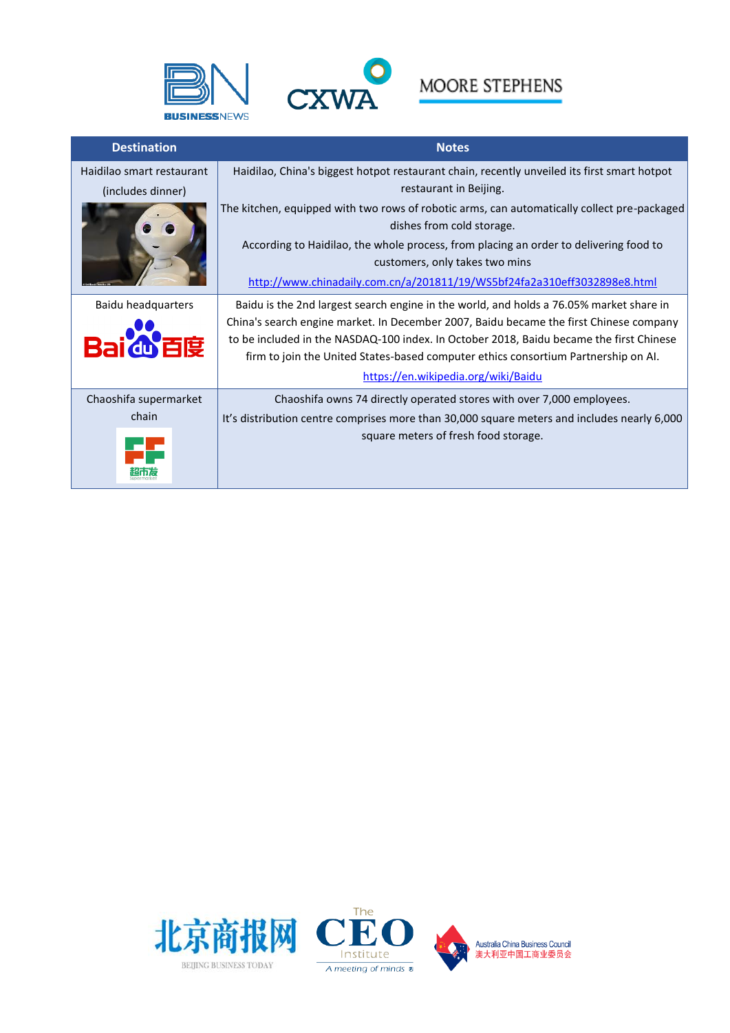| Destination | Notes |
|---|---|
| Haidilao smart restaurant (includes dinner) | Haidilao, China's biggest hotpot restaurant chain, recently unveiled its first smart hotpot restaurant in Beijing.<br>The kitchen, equipped with two rows of robotic arms, can automatically collect pre-packaged dishes from cold storage.<br>According to Haidilao, the whole process, from placing an order to delivering food to customers, only takes two mins<br>http://www.chinadaily.com.cn/a/201811/19/WS5bf24fa2a310eff3032898e8.html |
| Baidu headquarters | Baidu is the 2nd largest search engine in the world, and holds a 76.05% market share in China's search engine market. In December 2007, Baidu became the first Chinese company to be included in the NASDAQ-100 index. In October 2018, Baidu became the first Chinese firm to join the United States-based computer ethics consortium Partnership on AI.<br>https://en.wikipedia.org/wiki/Baidu |
| Chaoshifa supermarket chain | Chaoshifa owns 74 directly operated stores with over 7,000 employees.<br>It's distribution centre comprises more than 30,000 square meters and includes nearly 6,000 square meters of fresh food storage. |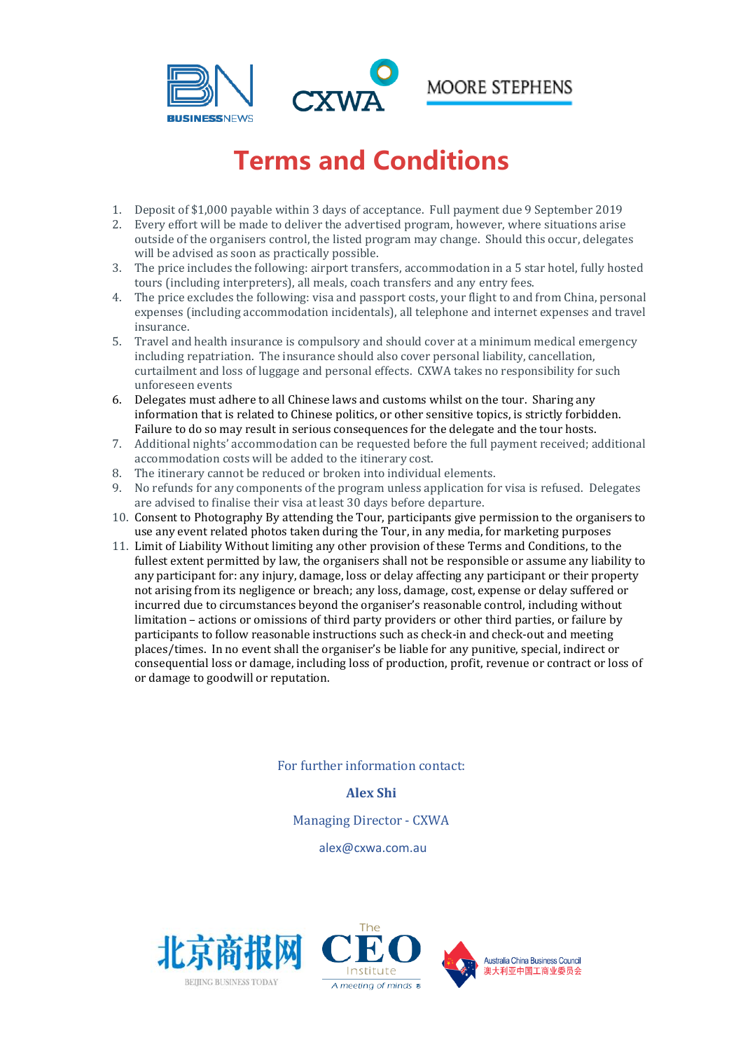# Terms and Conditions

1. Deposit of $1,000 payable within 3 days of acceptance. Full payment due 9 September 2019
2. Every effort will be made to deliver the advertised program, however, where situations arise outside of the organisers control, the listed program may change. Should this occur, delegates will be advised as soon as practically possible.
3. The price includes the following: airport transfers, accommodation in a 5 star hotel, fully hosted tours (including interpreters), all meals, coach transfers and any entry fees.
4. The price excludes the following: visa and passport costs, your flight to and from China, personal expenses (including accommodation incidentals), all telephone and internet expenses and travel insurance.
5. Travel and health insurance is compulsory and should cover at a minimum medical emergency including repatriation. The insurance should also cover personal liability, cancellation, curtailment and loss of luggage and personal effects. CXWA takes no responsibility for such unforeseen events
6. Delegates must adhere to all Chinese laws and customs whilst on the tour. Sharing any information that is related to Chinese politics, or other sensitive topics, is strictly forbidden. Failure to do so may result in serious consequences for the delegate and the tour hosts.
7. Additional nights' accommodation can be requested before the full payment received; additional accommodation costs will be added to the itinerary cost.
8. The itinerary cannot be reduced or broken into individual elements.
9. No refunds for any components of the program unless application for visa is refused. Delegates are advised to finalise their visa at least 30 days before departure.
10. Consent to Photography By attending the Tour, participants give permission to the organisers to use any event related photos taken during the Tour, in any media, for marketing purposes
11. Limit of Liability Without limiting any other provision of these Terms and Conditions, to the fullest extent permitted by law, the organisers shall not be responsible or assume any liability to any participant for: any injury, damage, loss or delay affecting any participant or their property not arising from its negligence or breach; any loss, damage, cost, expense or delay suffered or incurred due to circumstances beyond the organiser's reasonable control, including without limitation – actions or omissions of third party providers or other third parties, or failure by participants to follow reasonable instructions such as check-in and check-out and meeting places/times. In no event shall the organiser's be liable for any punitive, special, indirect or consequential loss or damage, including loss of production, profit, revenue or contract or loss of or damage to goodwill or reputation.

For further information contact:

**Alex Shi**

Managing Director - CXWA

alex@cxwa.com.au